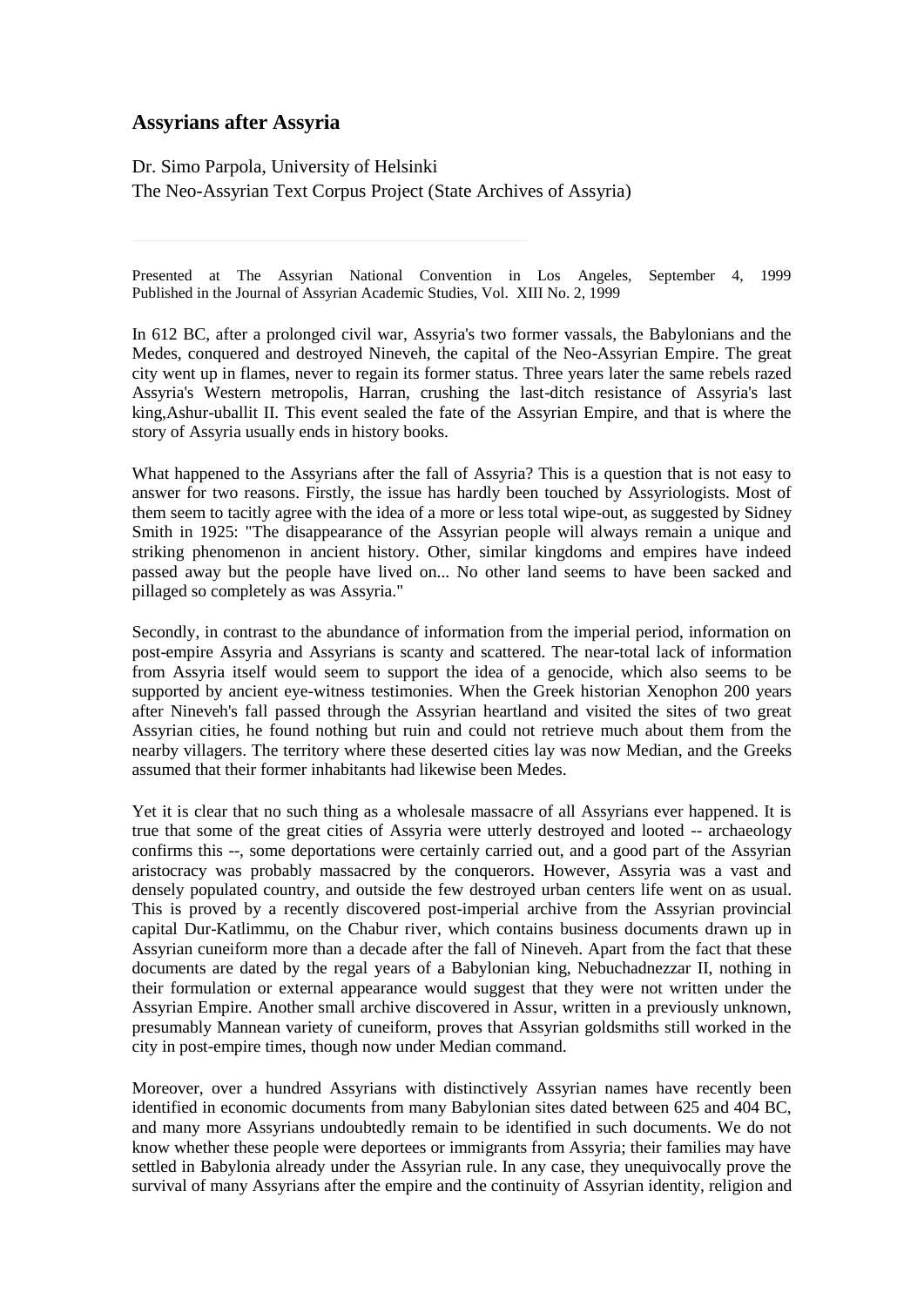# Assyrians after Assyria

Dr. Simo Parpola, University of Helsinki
The Neo-Assyrian Text Corpus Project (State Archives of Assyria)

---

Presented at The Assyrian National Convention in Los Angeles, September 4, 1999
Published in the Journal of Assyrian Academic Studies, Vol. XIII No. 2, 1999

In 612 BC, after a prolonged civil war, Assyria's two former vassals, the Babylonians and the Medes, conquered and destroyed Nineveh, the capital of the Neo-Assyrian Empire. The great city went up in flames, never to regain its former status. Three years later the same rebels razed Assyria's Western metropolis, Harran, crushing the last-ditch resistance of Assyria's last king,Ashur-uballit II. This event sealed the fate of the Assyrian Empire, and that is where the story of Assyria usually ends in history books.

What happened to the Assyrians after the fall of Assyria? This is a question that is not easy to answer for two reasons. Firstly, the issue has hardly been touched by Assyriologists. Most of them seem to tacitly agree with the idea of a more or less total wipe-out, as suggested by Sidney Smith in 1925: "The disappearance of the Assyrian people will always remain a unique and striking phenomenon in ancient history. Other, similar kingdoms and empires have indeed passed away but the people have lived on... No other land seems to have been sacked and pillaged so completely as was Assyria."

Secondly, in contrast to the abundance of information from the imperial period, information on post-empire Assyria and Assyrians is scanty and scattered. The near-total lack of information from Assyria itself would seem to support the idea of a genocide, which also seems to be supported by ancient eye-witness testimonies. When the Greek historian Xenophon 200 years after Nineveh's fall passed through the Assyrian heartland and visited the sites of two great Assyrian cities, he found nothing but ruin and could not retrieve much about them from the nearby villagers. The territory where these deserted cities lay was now Median, and the Greeks assumed that their former inhabitants had likewise been Medes.

Yet it is clear that no such thing as a wholesale massacre of all Assyrians ever happened. It is true that some of the great cities of Assyria were utterly destroyed and looted -- archaeology confirms this --, some deportations were certainly carried out, and a good part of the Assyrian aristocracy was probably massacred by the conquerors. However, Assyria was a vast and densely populated country, and outside the few destroyed urban centers life went on as usual. This is proved by a recently discovered post-imperial archive from the Assyrian provincial capital Dur-Katlimmu, on the Chabur river, which contains business documents drawn up in Assyrian cuneiform more than a decade after the fall of Nineveh. Apart from the fact that these documents are dated by the regal years of a Babylonian king, Nebuchadnezzar II, nothing in their formulation or external appearance would suggest that they were not written under the Assyrian Empire. Another small archive discovered in Assur, written in a previously unknown, presumably Mannean variety of cuneiform, proves that Assyrian goldsmiths still worked in the city in post-empire times, though now under Median command.

Moreover, over a hundred Assyrians with distinctively Assyrian names have recently been identified in economic documents from many Babylonian sites dated between 625 and 404 BC, and many more Assyrians undoubtedly remain to be identified in such documents. We do not know whether these people were deportees or immigrants from Assyria; their families may have settled in Babylonia already under the Assyrian rule. In any case, they unequivocally prove the survival of many Assyrians after the empire and the continuity of Assyrian identity, religion and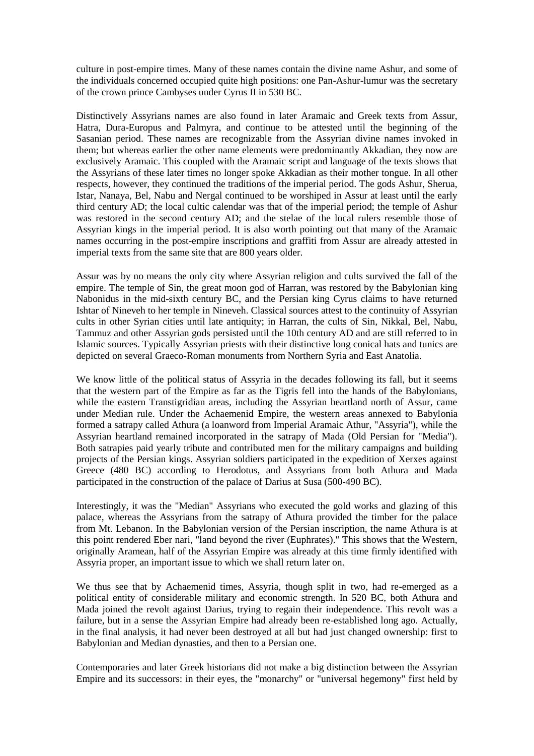culture in post-empire times. Many of these names contain the divine name Ashur, and some of the individuals concerned occupied quite high positions: one Pan-Ashur-lumur was the secretary of the crown prince Cambyses under Cyrus II in 530 BC.

Distinctively Assyrians names are also found in later Aramaic and Greek texts from Assur, Hatra, Dura-Europus and Palmyra, and continue to be attested until the beginning of the Sasanian period. These names are recognizable from the Assyrian divine names invoked in them; but whereas earlier the other name elements were predominantly Akkadian, they now are exclusively Aramaic. This coupled with the Aramaic script and language of the texts shows that the Assyrians of these later times no longer spoke Akkadian as their mother tongue. In all other respects, however, they continued the traditions of the imperial period. The gods Ashur, Sherua, Istar, Nanaya, Bel, Nabu and Nergal continued to be worshiped in Assur at least until the early third century AD; the local cultic calendar was that of the imperial period; the temple of Ashur was restored in the second century AD; and the stelae of the local rulers resemble those of Assyrian kings in the imperial period. It is also worth pointing out that many of the Aramaic names occurring in the post-empire inscriptions and graffiti from Assur are already attested in imperial texts from the same site that are 800 years older.

Assur was by no means the only city where Assyrian religion and cults survived the fall of the empire. The temple of Sin, the great moon god of Harran, was restored by the Babylonian king Nabonidus in the mid-sixth century BC, and the Persian king Cyrus claims to have returned Ishtar of Nineveh to her temple in Nineveh. Classical sources attest to the continuity of Assyrian cults in other Syrian cities until late antiquity; in Harran, the cults of Sin, Nikkal, Bel, Nabu, Tammuz and other Assyrian gods persisted until the 10th century AD and are still referred to in Islamic sources. Typically Assyrian priests with their distinctive long conical hats and tunics are depicted on several Graeco-Roman monuments from Northern Syria and East Anatolia.

We know little of the political status of Assyria in the decades following its fall, but it seems that the western part of the Empire as far as the Tigris fell into the hands of the Babylonians, while the eastern Transtigridian areas, including the Assyrian heartland north of Assur, came under Median rule. Under the Achaemenid Empire, the western areas annexed to Babylonia formed a satrapy called Athura (a loanword from Imperial Aramaic Athur, "Assyria"), while the Assyrian heartland remained incorporated in the satrapy of Mada (Old Persian for "Media"). Both satrapies paid yearly tribute and contributed men for the military campaigns and building projects of the Persian kings. Assyrian soldiers participated in the expedition of Xerxes against Greece (480 BC) according to Herodotus, and Assyrians from both Athura and Mada participated in the construction of the palace of Darius at Susa (500-490 BC).

Interestingly, it was the "Median" Assyrians who executed the gold works and glazing of this palace, whereas the Assyrians from the satrapy of Athura provided the timber for the palace from Mt. Lebanon. In the Babylonian version of the Persian inscription, the name Athura is at this point rendered Eber nari, "land beyond the river (Euphrates)." This shows that the Western, originally Aramean, half of the Assyrian Empire was already at this time firmly identified with Assyria proper, an important issue to which we shall return later on.

We thus see that by Achaemenid times, Assyria, though split in two, had re-emerged as a political entity of considerable military and economic strength. In 520 BC, both Athura and Mada joined the revolt against Darius, trying to regain their independence. This revolt was a failure, but in a sense the Assyrian Empire had already been re-established long ago. Actually, in the final analysis, it had never been destroyed at all but had just changed ownership: first to Babylonian and Median dynasties, and then to a Persian one.

Contemporaries and later Greek historians did not make a big distinction between the Assyrian Empire and its successors: in their eyes, the "monarchy" or "universal hegemony" first held by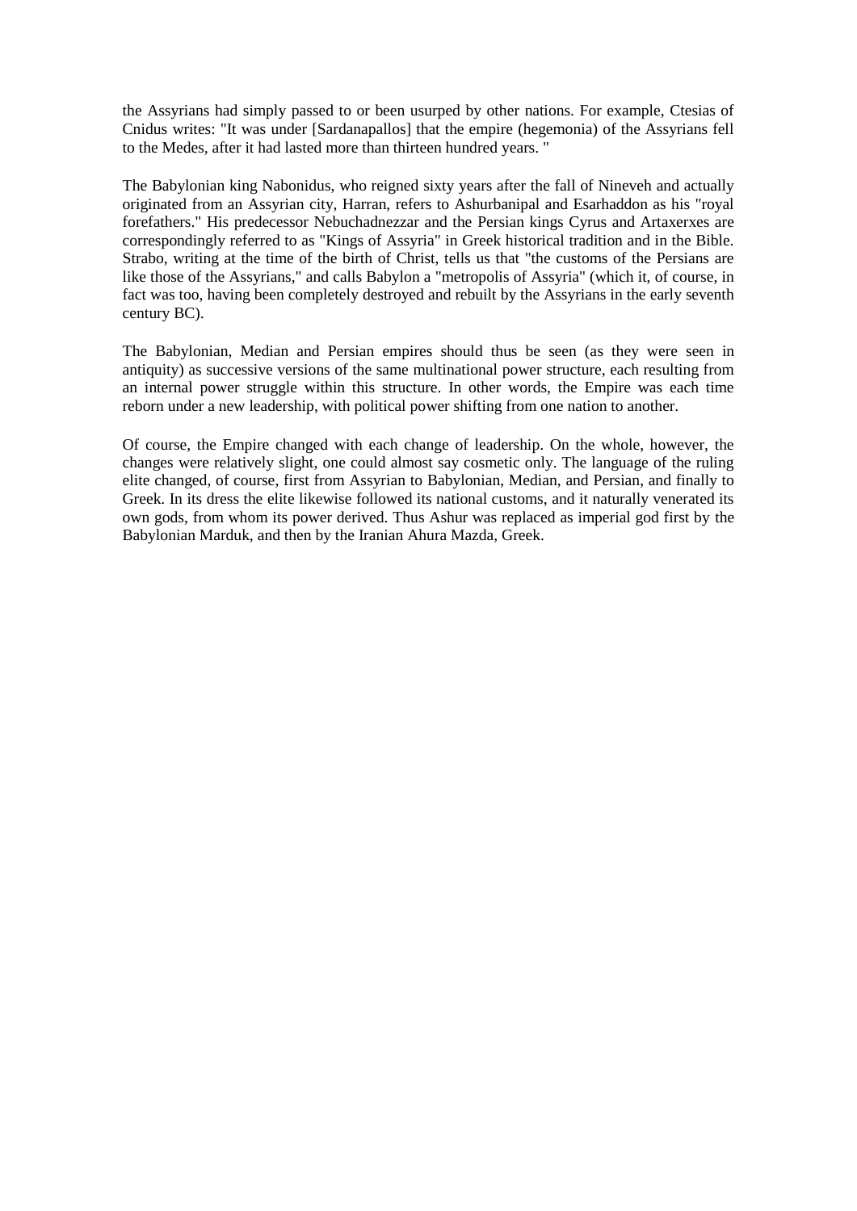the Assyrians had simply passed to or been usurped by other nations. For example, Ctesias of Cnidus writes: "It was under [Sardanapallos] that the empire (hegemonia) of the Assyrians fell to the Medes, after it had lasted more than thirteen hundred years. "

The Babylonian king Nabonidus, who reigned sixty years after the fall of Nineveh and actually originated from an Assyrian city, Harran, refers to Ashurbanipal and Esarhaddon as his "royal forefathers." His predecessor Nebuchadnezzar and the Persian kings Cyrus and Artaxerxes are correspondingly referred to as "Kings of Assyria" in Greek historical tradition and in the Bible. Strabo, writing at the time of the birth of Christ, tells us that "the customs of the Persians are like those of the Assyrians," and calls Babylon a "metropolis of Assyria" (which it, of course, in fact was too, having been completely destroyed and rebuilt by the Assyrians in the early seventh century BC).

The Babylonian, Median and Persian empires should thus be seen (as they were seen in antiquity) as successive versions of the same multinational power structure, each resulting from an internal power struggle within this structure. In other words, the Empire was each time reborn under a new leadership, with political power shifting from one nation to another.

Of course, the Empire changed with each change of leadership. On the whole, however, the changes were relatively slight, one could almost say cosmetic only. The language of the ruling elite changed, of course, first from Assyrian to Babylonian, Median, and Persian, and finally to Greek. In its dress the elite likewise followed its national customs, and it naturally venerated its own gods, from whom its power derived. Thus Ashur was replaced as imperial god first by the Babylonian Marduk, and then by the Iranian Ahura Mazda, Greek.